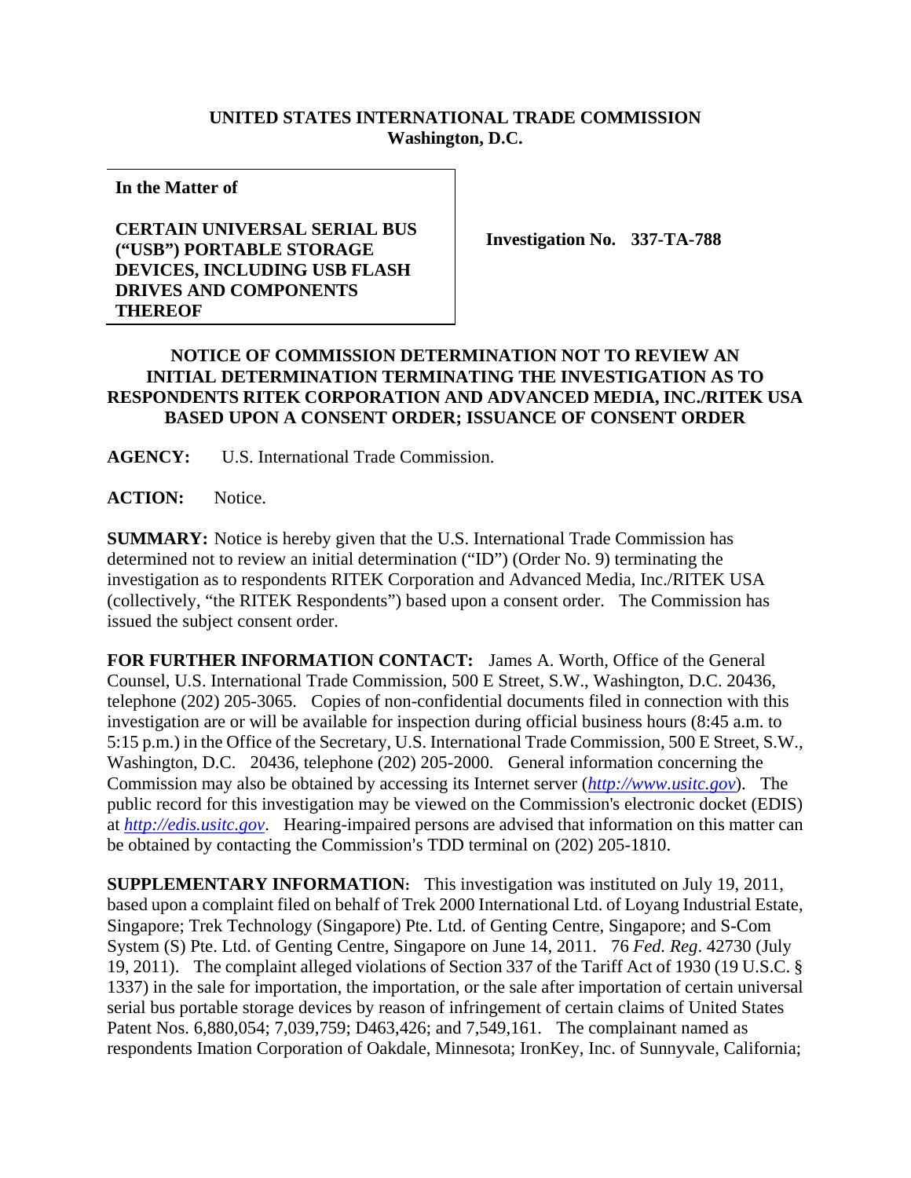**UNITED STATES INTERNATIONAL TRADE COMMISSION**
**Washington, D.C.**

| **In the Matter of**<br><br>**CERTAIN UNIVERSAL SERIAL BUS ("USB") PORTABLE STORAGE DEVICES, INCLUDING USB FLASH DRIVES AND COMPONENTS THEREOF** | **Investigation No. 337-TA-788** |
|---|---|

**NOTICE OF COMMISSION DETERMINATION NOT TO REVIEW AN INITIAL DETERMINATION TERMINATING THE INVESTIGATION AS TO RESPONDENTS RITEK CORPORATION AND ADVANCED MEDIA, INC./RITEK USA BASED UPON A CONSENT ORDER; ISSUANCE OF CONSENT ORDER**

**AGENCY:** U.S. International Trade Commission.

**ACTION:** Notice.

**SUMMARY:** Notice is hereby given that the U.S. International Trade Commission has determined not to review an initial determination ("ID") (Order No. 9) terminating the investigation as to respondents RITEK Corporation and Advanced Media, Inc./RITEK USA (collectively, "the RITEK Respondents") based upon a consent order. The Commission has issued the subject consent order.

**FOR FURTHER INFORMATION CONTACT:** James A. Worth, Office of the General Counsel, U.S. International Trade Commission, 500 E Street, S.W., Washington, D.C. 20436, telephone (202) 205-3065. Copies of non-confidential documents filed in connection with this investigation are or will be available for inspection during official business hours (8:45 a.m. to 5:15 p.m.) in the Office of the Secretary, U.S. International Trade Commission, 500 E Street, S.W., Washington, D.C. 20436, telephone (202) 205-2000. General information concerning the Commission may also be obtained by accessing its Internet server (*http://www.usitc.gov*). The public record for this investigation may be viewed on the Commission's electronic docket (EDIS) at *http://edis.usitc.gov*. Hearing-impaired persons are advised that information on this matter can be obtained by contacting the Commission's TDD terminal on (202) 205-1810.

**SUPPLEMENTARY INFORMATION:** This investigation was instituted on July 19, 2011, based upon a complaint filed on behalf of Trek 2000 International Ltd. of Loyang Industrial Estate, Singapore; Trek Technology (Singapore) Pte. Ltd. of Genting Centre, Singapore; and S-Com System (S) Pte. Ltd. of Genting Centre, Singapore on June 14, 2011. 76 *Fed. Reg*. 42730 (July 19, 2011). The complaint alleged violations of Section 337 of the Tariff Act of 1930 (19 U.S.C. § 1337) in the sale for importation, the importation, or the sale after importation of certain universal serial bus portable storage devices by reason of infringement of certain claims of United States Patent Nos. 6,880,054; 7,039,759; D463,426; and 7,549,161. The complainant named as respondents Imation Corporation of Oakdale, Minnesota; IronKey, Inc. of Sunnyvale, California;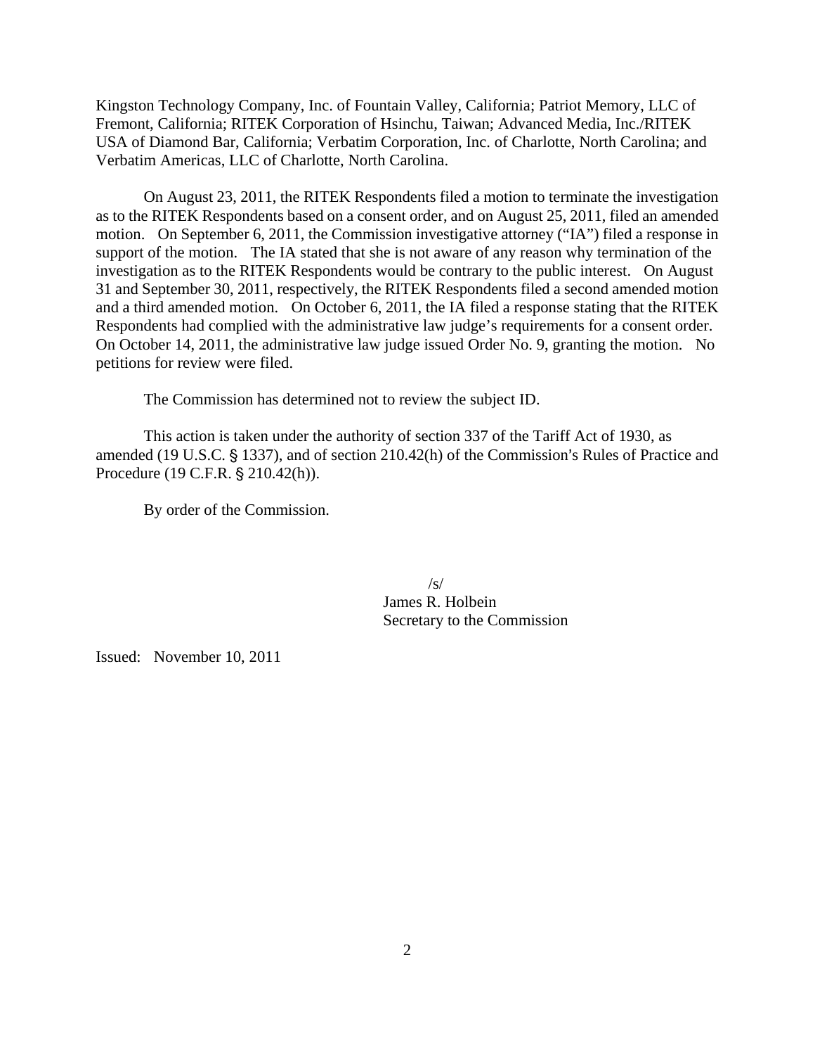Kingston Technology Company, Inc. of Fountain Valley, California; Patriot Memory, LLC of Fremont, California; RITEK Corporation of Hsinchu, Taiwan; Advanced Media, Inc./RITEK USA of Diamond Bar, California; Verbatim Corporation, Inc. of Charlotte, North Carolina; and Verbatim Americas, LLC of Charlotte, North Carolina.

On August 23, 2011, the RITEK Respondents filed a motion to terminate the investigation as to the RITEK Respondents based on a consent order, and on August 25, 2011, filed an amended motion. On September 6, 2011, the Commission investigative attorney ("IA") filed a response in support of the motion. The IA stated that she is not aware of any reason why termination of the investigation as to the RITEK Respondents would be contrary to the public interest. On August 31 and September 30, 2011, respectively, the RITEK Respondents filed a second amended motion and a third amended motion. On October 6, 2011, the IA filed a response stating that the RITEK Respondents had complied with the administrative law judge's requirements for a consent order. On October 14, 2011, the administrative law judge issued Order No. 9, granting the motion. No petitions for review were filed.

The Commission has determined not to review the subject ID.

This action is taken under the authority of section 337 of the Tariff Act of 1930, as amended (19 U.S.C. § 1337), and of section 210.42(h) of the Commission's Rules of Practice and Procedure (19 C.F.R. § 210.42(h)).

By order of the Commission.

/s/
James R. Holbein
Secretary to the Commission

Issued: November 10, 2011